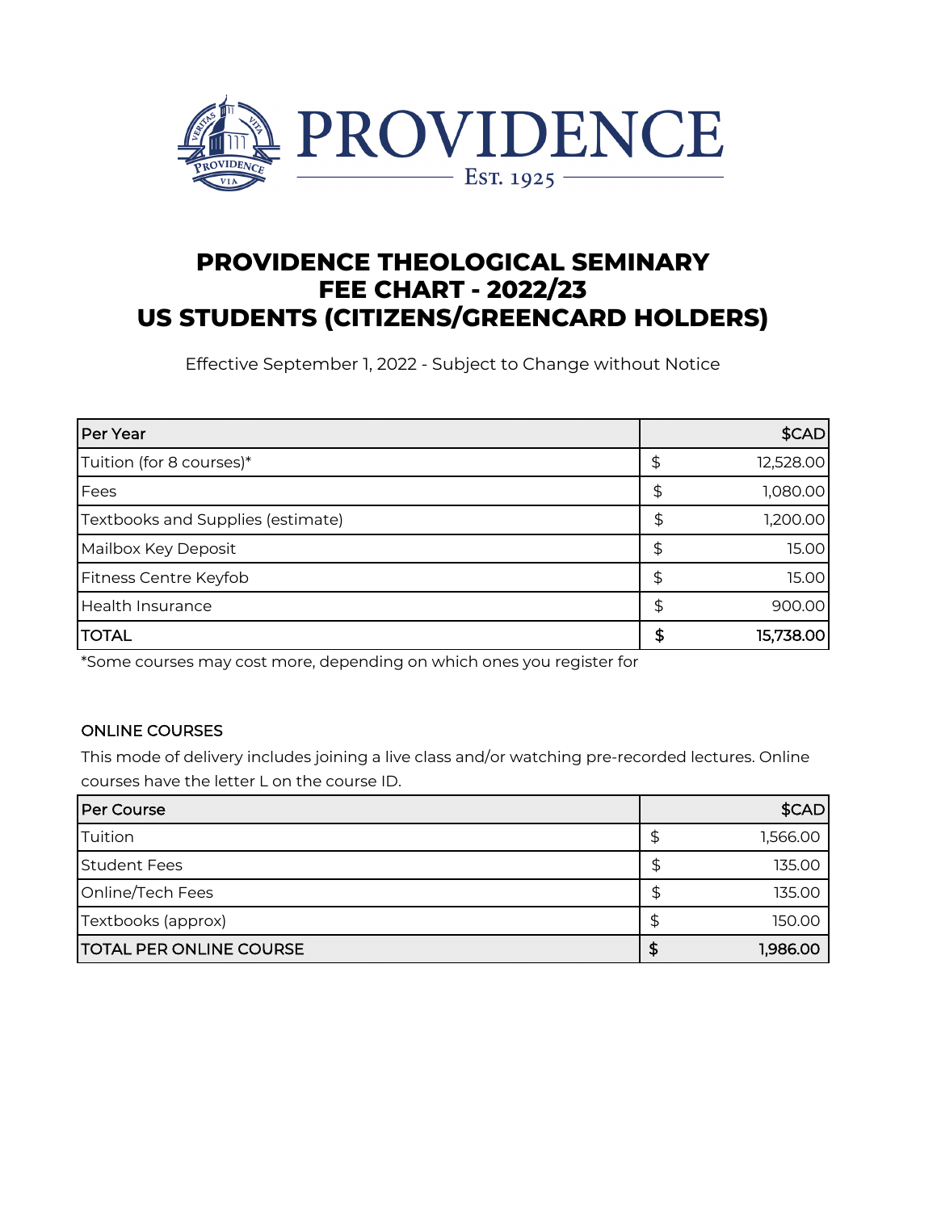# PROVIDENCE THEOLOGICAL SEMINARY
# FEE CHART - 2022/23
# US STUDENTS (CITIZENS/GREENCARD HOLDERS)

Effective September 1, 2022 - Subject to Change without Notice

| Per Year | | $CAD |
|---|---|---|
| Tuition (for 8 courses)* | $ | 12,528.00 |
| Fees | $ | 1,080.00 |
| Textbooks and Supplies (estimate) | $ | 1,200.00 |
| Mailbox Key Deposit | $ | 15.00 |
| Fitness Centre Keyfob | $ | 15.00 |
| Health Insurance | $ | 900.00 |
| **TOTAL** | **$** | **15,738.00** |

*Some courses may cost more, depending on which ones you register for

## ONLINE COURSES

This mode of delivery includes joining a live class and/or watching pre-recorded lectures. Online courses have the letter L on the course ID.

| Per Course | | $CAD |
|---|---|---|
| Tuition | $ | 1,566.00 |
| Student Fees | $ | 135.00 |
| Online/Tech Fees | $ | 135.00 |
| Textbooks (approx) | $ | 150.00 |
| TOTAL PER ONLINE COURSE | $ | 1,986.00 |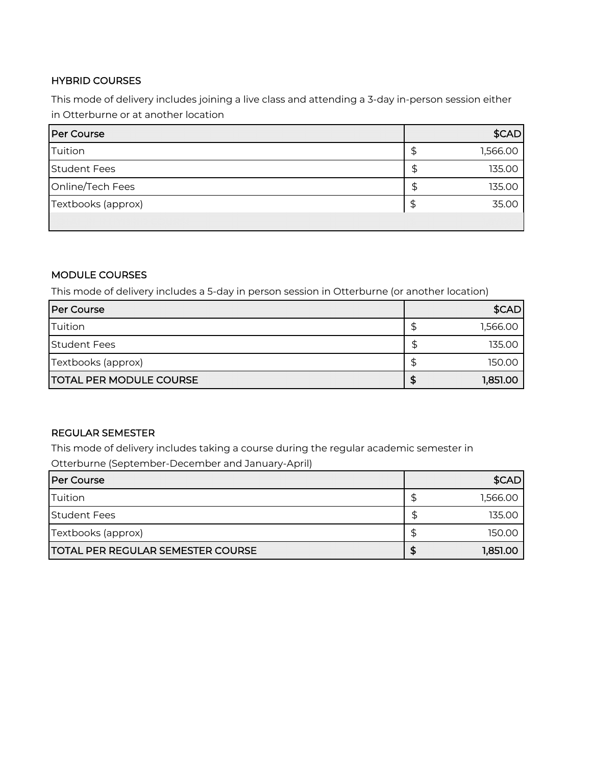## HYBRID COURSES

This mode of delivery includes joining a live class and attending a 3-day in-person session either in Otterburne or at another location

| Per Course | $CAD |
| --- | ---: |
| Tuition | $ 1,566.00 |
| Student Fees | $ 135.00 |
| Online/Tech Fees | $ 135.00 |
| Textbooks (approx) | $ 35.00 |
| | |

## MODULE COURSES

This mode of delivery includes a 5-day in person session in Otterburne (or another location)

| Per Course | $CAD |
| --- | ---: |
| Tuition | $ 1,566.00 |
| Student Fees | $ 135.00 |
| Textbooks (approx) | $ 150.00 |
| **TOTAL PER MODULE COURSE** | **$ 1,851.00** |

## REGULAR SEMESTER

This mode of delivery includes taking a course during the regular academic semester in Otterburne (September-December and January-April)

| Per Course | $CAD |
| --- | ---: |
| Tuition | $ 1,566.00 |
| Student Fees | $ 135.00 |
| Textbooks (approx) | $ 150.00 |
| **TOTAL PER REGULAR SEMESTER COURSE** | **$ 1,851.00** |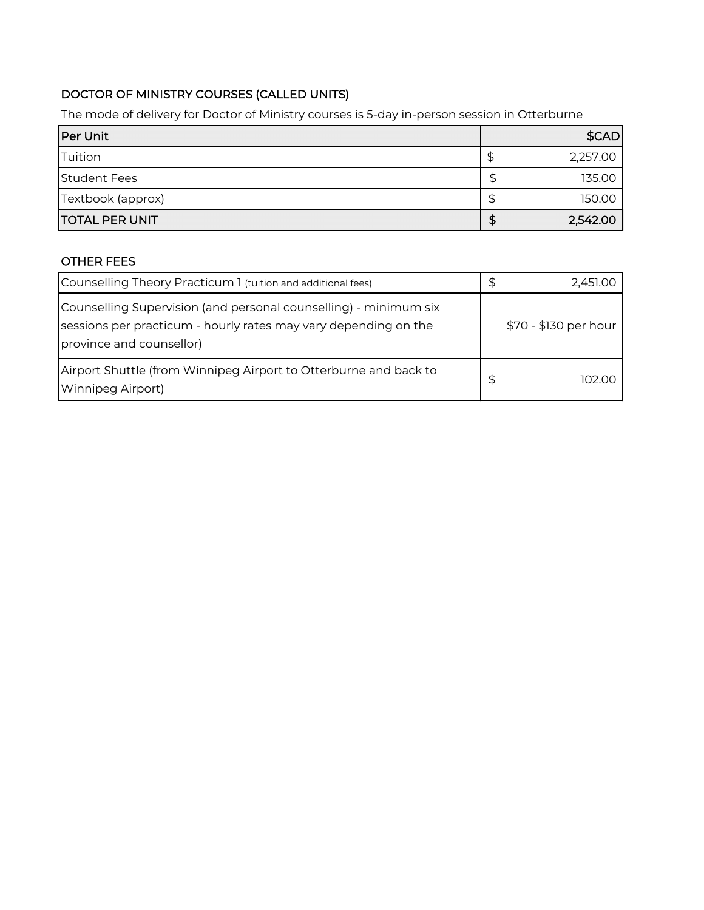### DOCTOR OF MINISTRY COURSES (CALLED UNITS)

The mode of delivery for Doctor of Ministry courses is 5-day in-person session in Otterburne

| Per Unit | $CAD |
|---|---|
| Tuition | $ 2,257.00 |
| Student Fees | $ 135.00 |
| Textbook (approx) | $ 150.00 |
| TOTAL PER UNIT | $ 2,542.00 |

### OTHER FEES

| | |
|---|---|
| Counselling Theory Practicum 1 (tuition and additional fees) | $ 2,451.00 |
| Counselling Supervision (and personal counselling) - minimum six sessions per practicum - hourly rates may vary depending on the province and counsellor) | $70 - $130 per hour |
| Airport Shuttle (from Winnipeg Airport to Otterburne and back to Winnipeg Airport) | $ 102.00 |